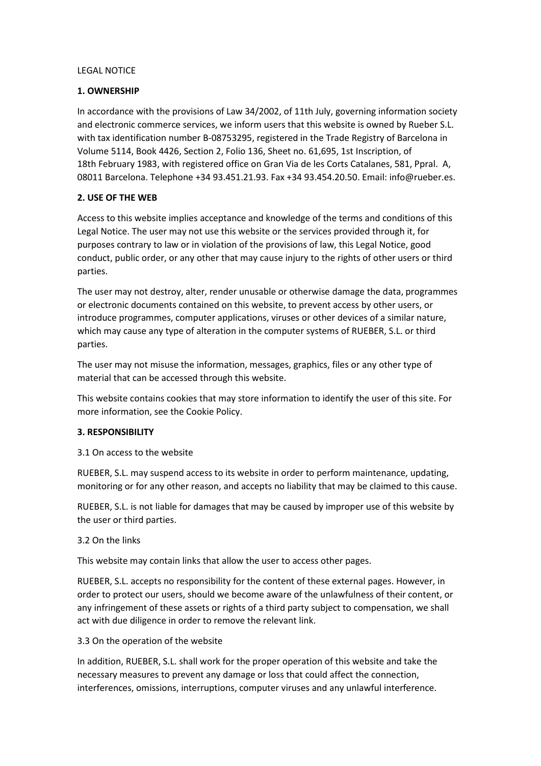LEGAL NOTICE

## 1. OWNERSHIP

In accordance with the provisions of Law 34/2002, of 11th July, governing information society and electronic commerce services, we inform users that this website is owned by Rueber S.L. with tax identification number B-08753295, registered in the Trade Registry of Barcelona in Volume 5114, Book 4426, Section 2, Folio 136, Sheet no. 61,695, 1st Inscription, of 18th February 1983, with registered office on Gran Via de les Corts Catalanes, 581, Ppral. A, 08011 Barcelona. Telephone +34 93.451.21.93. Fax +34 93.454.20.50. Email: info@rueber.es.

## 2. USE OF THE WEB

Access to this website implies acceptance and knowledge of the terms and conditions of this Legal Notice. The user may not use this website or the services provided through it, for purposes contrary to law or in violation of the provisions of law, this Legal Notice, good conduct, public order, or any other that may cause injury to the rights of other users or third parties.

The user may not destroy, alter, render unusable or otherwise damage the data, programmes or electronic documents contained on this website, to prevent access by other users, or introduce programmes, computer applications, viruses or other devices of a similar nature, which may cause any type of alteration in the computer systems of RUEBER, S.L. or third parties.

The user may not misuse the information, messages, graphics, files or any other type of material that can be accessed through this website.

This website contains cookies that may store information to identify the user of this site. For more information, see the Cookie Policy.

## 3. RESPONSIBILITY

3.1 On access to the website

RUEBER, S.L. may suspend access to its website in order to perform maintenance, updating, monitoring or for any other reason, and accepts no liability that may be claimed to this cause.

RUEBER, S.L. is not liable for damages that may be caused by improper use of this website by the user or third parties.

3.2 On the links

This website may contain links that allow the user to access other pages.

RUEBER, S.L. accepts no responsibility for the content of these external pages. However, in order to protect our users, should we become aware of the unlawfulness of their content, or any infringement of these assets or rights of a third party subject to compensation, we shall act with due diligence in order to remove the relevant link.

3.3 On the operation of the website

In addition, RUEBER, S.L. shall work for the proper operation of this website and take the necessary measures to prevent any damage or loss that could affect the connection, interferences, omissions, interruptions, computer viruses and any unlawful interference.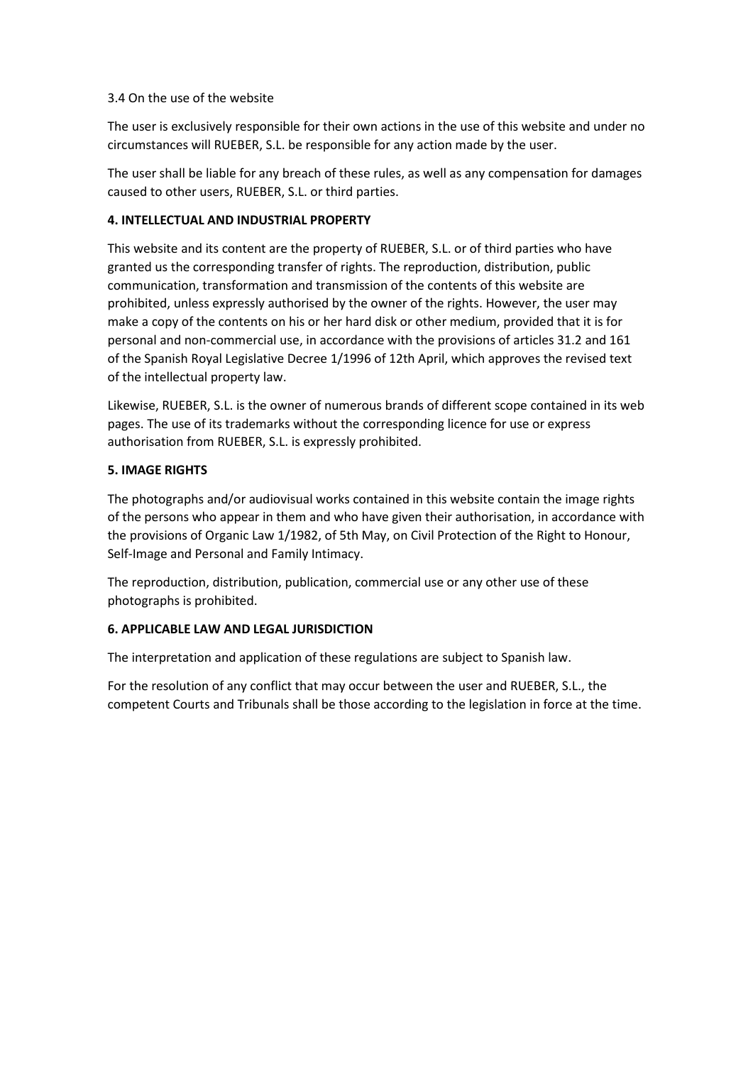3.4 On the use of the website

The user is exclusively responsible for their own actions in the use of this website and under no circumstances will RUEBER, S.L. be responsible for any action made by the user.

The user shall be liable for any breach of these rules, as well as any compensation for damages caused to other users, RUEBER, S.L. or third parties.

## 4. INTELLECTUAL AND INDUSTRIAL PROPERTY

This website and its content are the property of RUEBER, S.L. or of third parties who have granted us the corresponding transfer of rights. The reproduction, distribution, public communication, transformation and transmission of the contents of this website are prohibited, unless expressly authorised by the owner of the rights. However, the user may make a copy of the contents on his or her hard disk or other medium, provided that it is for personal and non-commercial use, in accordance with the provisions of articles 31.2 and 161 of the Spanish Royal Legislative Decree 1/1996 of 12th April, which approves the revised text of the intellectual property law.

Likewise, RUEBER, S.L. is the owner of numerous brands of different scope contained in its web pages. The use of its trademarks without the corresponding licence for use or express authorisation from RUEBER, S.L. is expressly prohibited.

## 5. IMAGE RIGHTS

The photographs and/or audiovisual works contained in this website contain the image rights of the persons who appear in them and who have given their authorisation, in accordance with the provisions of Organic Law 1/1982, of 5th May, on Civil Protection of the Right to Honour, Self-Image and Personal and Family Intimacy.

The reproduction, distribution, publication, commercial use or any other use of these photographs is prohibited.

## 6. APPLICABLE LAW AND LEGAL JURISDICTION

The interpretation and application of these regulations are subject to Spanish law.

For the resolution of any conflict that may occur between the user and RUEBER, S.L., the competent Courts and Tribunals shall be those according to the legislation in force at the time.